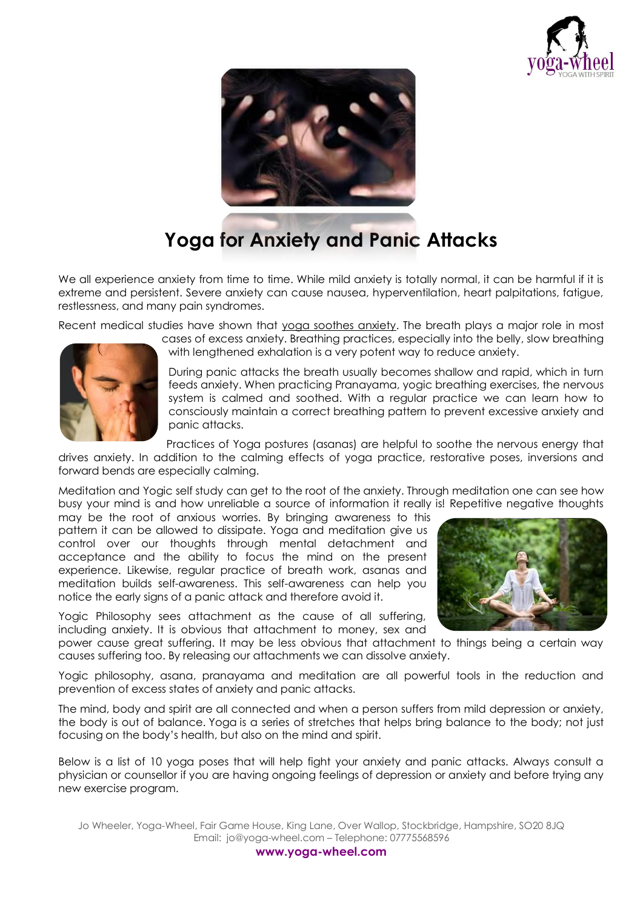# Yoga for Anxiety and Panic Attacks

We all experience anxiety from time to time. While mild anxiety is totally normal, it can be harmful if it is extreme and persistent. Severe anxiety can cause nausea, hyperventilation, heart palpitations, fatigue, restlessness, and many pain syndromes.

Recent medical studies have shown that yoga soothes anxiety. The breath plays a major role in most cases of excess anxiety. Breathing practices, especially into the belly, slow breathing with lengthened exhalation is a very potent way to reduce anxiety.

During panic attacks the breath usually becomes shallow and rapid, which in turn feeds anxiety. When practicing Pranayama, yogic breathing exercises, the nervous system is calmed and soothed. With a regular practice we can learn how to consciously maintain a correct breathing pattern to prevent excessive anxiety and panic attacks.

Practices of Yoga postures (asanas) are helpful to soothe the nervous energy that drives anxiety. In addition to the calming effects of yoga practice, restorative poses, inversions and forward bends are especially calming.

Meditation and Yogic self study can get to the root of the anxiety. Through meditation one can see how busy your mind is and how unreliable a source of information it really is! Repetitive negative thoughts may be the root of anxious worries. By bringing awareness to this pattern it can be allowed to dissipate. Yoga and meditation give us control over our thoughts through mental detachment and acceptance and the ability to focus the mind on the present experience. Likewise, regular practice of breath work, asanas and meditation builds self-awareness. This self-awareness can help you notice the early signs of a panic attack and therefore avoid it.

Yogic Philosophy sees attachment as the cause of all suffering, including anxiety. It is obvious that attachment to money, sex and power cause great suffering. It may be less obvious that attachment to things being a certain way causes suffering too. By releasing our attachments we can dissolve anxiety.

Yogic philosophy, asana, pranayama and meditation are all powerful tools in the reduction and prevention of excess states of anxiety and panic attacks.

The mind, body and spirit are all connected and when a person suffers from mild depression or anxiety, the body is out of balance. Yoga is a series of stretches that helps bring balance to the body; not just focusing on the body's health, but also on the mind and spirit.

Below is a list of 10 yoga poses that will help fight your anxiety and panic attacks. Always consult a physician or counsellor if you are having ongoing feelings of depression or anxiety and before trying any new exercise program.

Jo Wheeler, Yoga-Wheel, Fair Game House, King Lane, Over Wallop, Stockbridge, Hampshire, SO20 8JQ
Email: jo@yoga-wheel.com – Telephone: 07775568596

**www.yoga-wheel.com**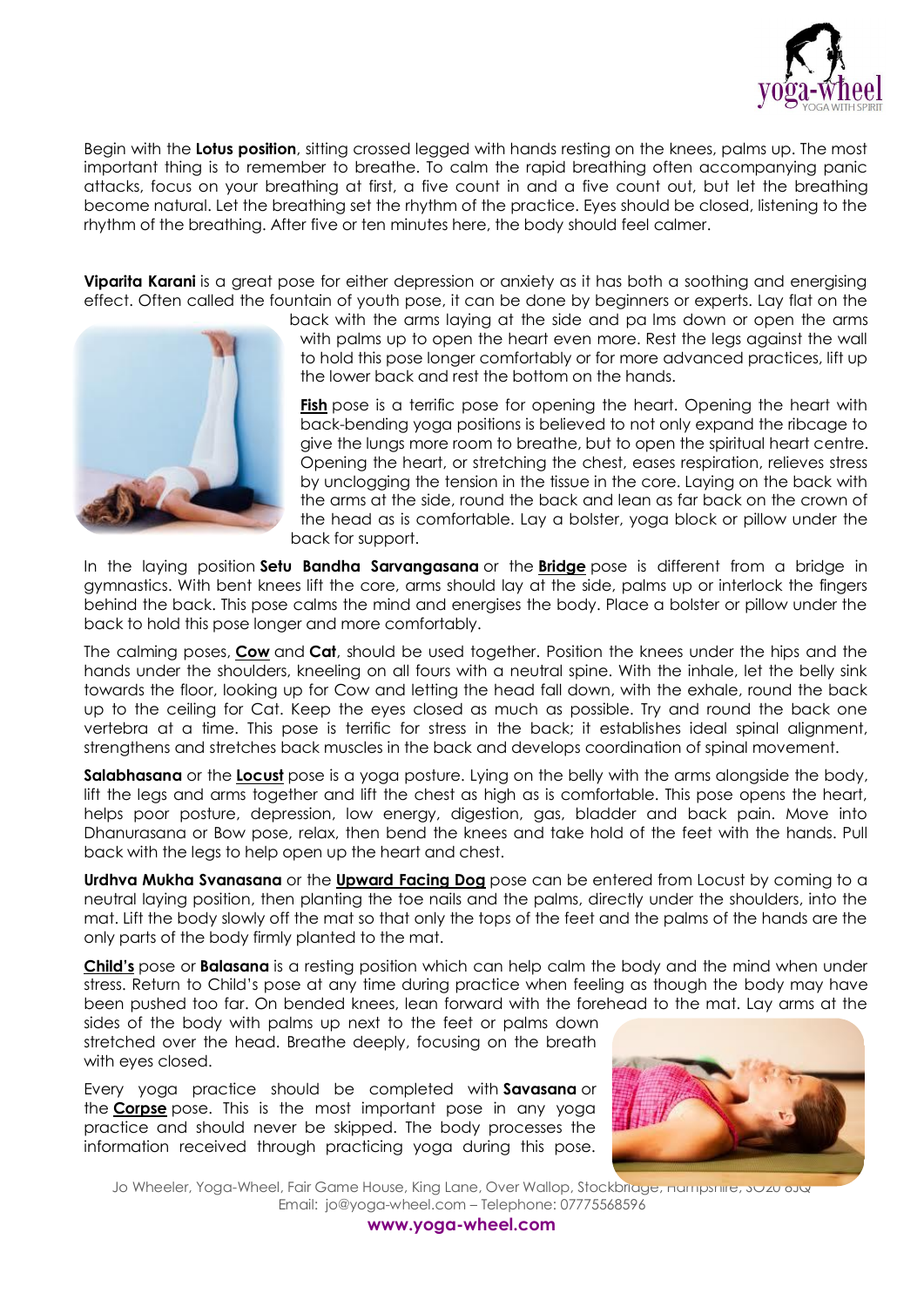Begin with the **Lotus position**, sitting crossed legged with hands resting on the knees, palms up. The most important thing is to remember to breathe. To calm the rapid breathing often accompanying panic attacks, focus on your breathing at first, a five count in and a five count out, but let the breathing become natural. Let the breathing set the rhythm of the practice. Eyes should be closed, listening to the rhythm of the breathing. After five or ten minutes here, the body should feel calmer.

**Viparita Karani** is a great pose for either depression or anxiety as it has both a soothing and energising effect. Often called the fountain of youth pose, it can be done by beginners or experts. Lay flat on the back with the arms laying at the side and pa lms down or open the arms with palms up to open the heart even more. Rest the legs against the wall to hold this pose longer comfortably or for more advanced practices, lift up the lower back and rest the bottom on the hands.

**Fish** pose is a terrific pose for opening the heart. Opening the heart with back-bending yoga positions is believed to not only expand the ribcage to give the lungs more room to breathe, but to open the spiritual heart centre. Opening the heart, or stretching the chest, eases respiration, relieves stress by unclogging the tension in the tissue in the core. Laying on the back with the arms at the side, round the back and lean as far back on the crown of the head as is comfortable. Lay a bolster, yoga block or pillow under the back for support.

In the laying position **Setu Bandha Sarvangasana** or the **Bridge** pose is different from a bridge in gymnastics. With bent knees lift the core, arms should lay at the side, palms up or interlock the fingers behind the back. This pose calms the mind and energises the body. Place a bolster or pillow under the back to hold this pose longer and more comfortably.

The calming poses, **Cow** and **Cat**, should be used together. Position the knees under the hips and the hands under the shoulders, kneeling on all fours with a neutral spine. With the inhale, let the belly sink towards the floor, looking up for Cow and letting the head fall down, with the exhale, round the back up to the ceiling for Cat. Keep the eyes closed as much as possible. Try and round the back one vertebra at a time. This pose is terrific for stress in the back; it establishes ideal spinal alignment, strengthens and stretches back muscles in the back and develops coordination of spinal movement.

**Salabhasana** or the **Locust** pose is a yoga posture. Lying on the belly with the arms alongside the body, lift the legs and arms together and lift the chest as high as is comfortable. This pose opens the heart, helps poor posture, depression, low energy, digestion, gas, bladder and back pain. Move into Dhanurasana or Bow pose, relax, then bend the knees and take hold of the feet with the hands. Pull back with the legs to help open up the heart and chest.

**Urdhva Mukha Svanasana** or the **Upward Facing Dog** pose can be entered from Locust by coming to a neutral laying position, then planting the toe nails and the palms, directly under the shoulders, into the mat. Lift the body slowly off the mat so that only the tops of the feet and the palms of the hands are the only parts of the body firmly planted to the mat.

**Child's** pose or **Balasana** is a resting position which can help calm the body and the mind when under stress. Return to Child's pose at any time during practice when feeling as though the body may have been pushed too far. On bended knees, lean forward with the forehead to the mat. Lay arms at the sides of the body with palms up next to the feet or palms down stretched over the head. Breathe deeply, focusing on the breath with eyes closed.

Every yoga practice should be completed with **Savasana** or the **Corpse** pose. This is the most important pose in any yoga practice and should never be skipped. The body processes the information received through practicing yoga during this pose.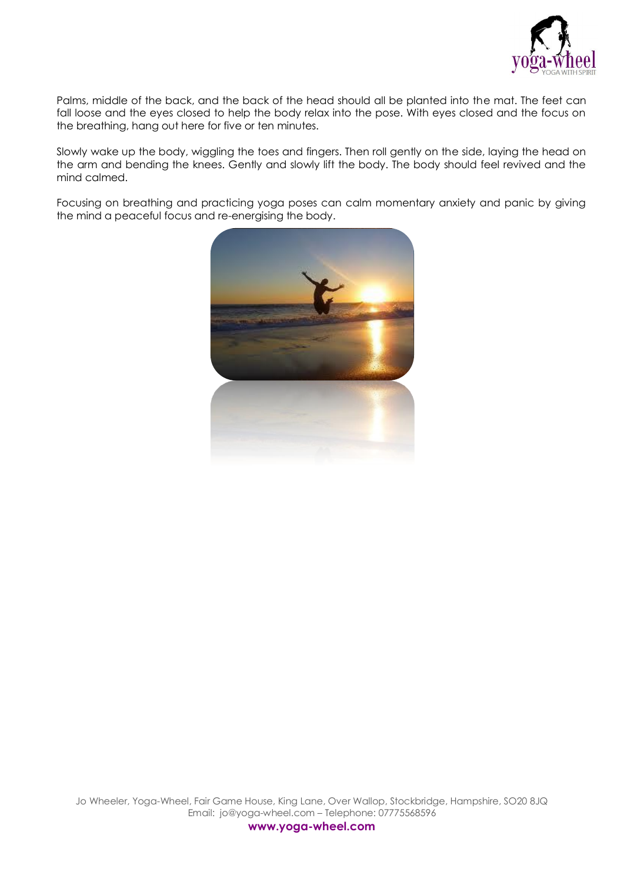Palms, middle of the back, and the back of the head should all be planted into the mat. The feet can fall loose and the eyes closed to help the body relax into the pose. With eyes closed and the focus on the breathing, hang out here for five or ten minutes.

Slowly wake up the body, wiggling the toes and fingers. Then roll gently on the side, laying the head on the arm and bending the knees. Gently and slowly lift the body. The body should feel revived and the mind calmed.

Focusing on breathing and practicing yoga poses can calm momentary anxiety and panic by giving the mind a peaceful focus and re-energising the body.

Jo Wheeler, Yoga-Wheel, Fair Game House, King Lane, Over Wallop, Stockbridge, Hampshire, SO20 8JQ
Email: jo@yoga-wheel.com – Telephone: 07775568596
**www.yoga-wheel.com**